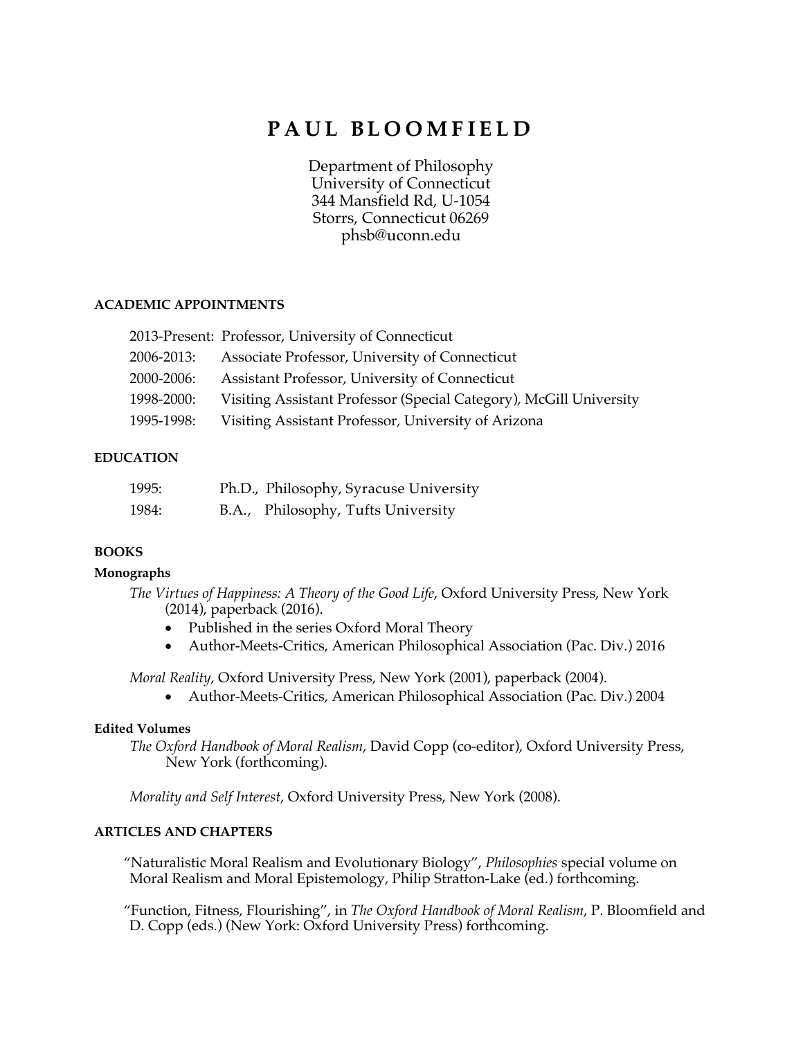# PAUL BLOOMFIELD

Department of Philosophy
University of Connecticut
344 Mansfield Rd, U-1054
Storrs, Connecticut 06269
phsb@uconn.edu

## ACADEMIC APPOINTMENTS

2013-Present: Professor, University of Connecticut
2006-2013: Associate Professor, University of Connecticut
2000-2006: Assistant Professor, University of Connecticut
1998-2000: Visiting Assistant Professor (Special Category), McGill University
1995-1998: Visiting Assistant Professor, University of Arizona

## EDUCATION

1995: Ph.D., Philosophy, Syracuse University
1984: B.A., Philosophy, Tufts University

## BOOKS

### Monographs

*The Virtues of Happiness: A Theory of the Good Life*, Oxford University Press, New York (2014), paperback (2016).

- Published in the series Oxford Moral Theory
- Author-Meets-Critics, American Philosophical Association (Pac. Div.) 2016

*Moral Reality*, Oxford University Press, New York (2001), paperback (2004).

- Author-Meets-Critics, American Philosophical Association (Pac. Div.) 2004

### Edited Volumes

*The Oxford Handbook of Moral Realism*, David Copp (co-editor), Oxford University Press, New York (forthcoming).

*Morality and Self Interest*, Oxford University Press, New York (2008).

## ARTICLES AND CHAPTERS

"Naturalistic Moral Realism and Evolutionary Biology", *Philosophies* special volume on Moral Realism and Moral Epistemology, Philip Stratton-Lake (ed.) forthcoming.

"Function, Fitness, Flourishing", in *The Oxford Handbook of Moral Realism*, P. Bloomfield and D. Copp (eds.) (New York: Oxford University Press) forthcoming.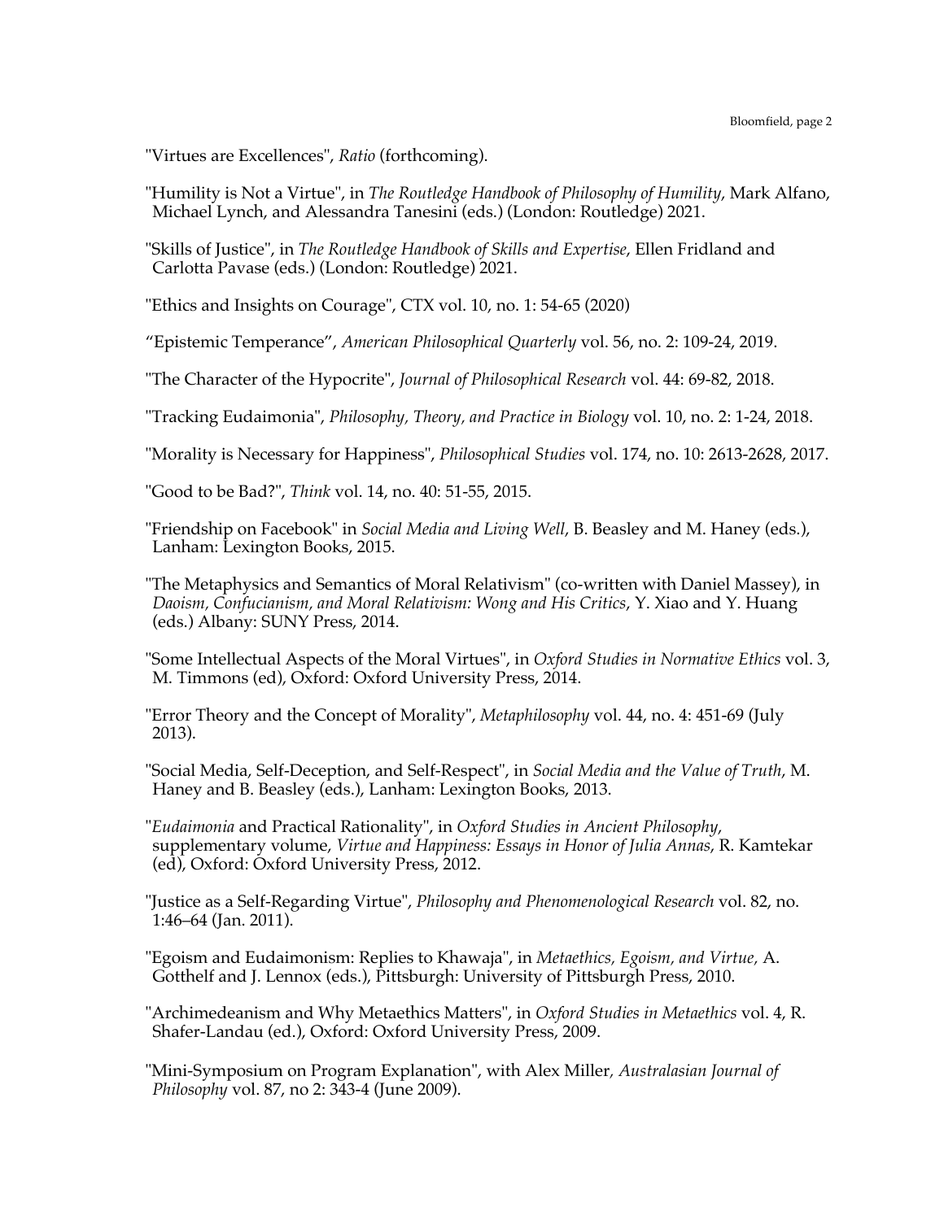"Virtues are Excellences", *Ratio* (forthcoming).

"Humility is Not a Virtue", in *The Routledge Handbook of Philosophy of Humility*, Mark Alfano, Michael Lynch, and Alessandra Tanesini (eds.) (London: Routledge) 2021.

"Skills of Justice", in *The Routledge Handbook of Skills and Expertise*, Ellen Fridland and Carlotta Pavase (eds.) (London: Routledge) 2021.

"Ethics and Insights on Courage", CTX vol. 10, no. 1: 54-65 (2020)

"Epistemic Temperance", *American Philosophical Quarterly* vol. 56, no. 2: 109-24, 2019.

"The Character of the Hypocrite", *Journal of Philosophical Research* vol. 44: 69-82, 2018.

"Tracking Eudaimonia", *Philosophy, Theory, and Practice in Biology* vol. 10, no. 2: 1-24, 2018.

"Morality is Necessary for Happiness", *Philosophical Studies* vol. 174, no. 10: 2613-2628, 2017.

"Good to be Bad?", *Think* vol. 14, no. 40: 51-55, 2015.

"Friendship on Facebook" in *Social Media and Living Well*, B. Beasley and M. Haney (eds.), Lanham: Lexington Books, 2015.

"The Metaphysics and Semantics of Moral Relativism" (co-written with Daniel Massey), in *Daoism, Confucianism, and Moral Relativism: Wong and His Critics*, Y. Xiao and Y. Huang (eds.) Albany: SUNY Press, 2014.

"Some Intellectual Aspects of the Moral Virtues", in *Oxford Studies in Normative Ethics* vol. 3, M. Timmons (ed), Oxford: Oxford University Press, 2014.

"Error Theory and the Concept of Morality", *Metaphilosophy* vol. 44, no. 4: 451-69 (July 2013).

"Social Media, Self-Deception, and Self-Respect", in *Social Media and the Value of Truth*, M. Haney and B. Beasley (eds.), Lanham: Lexington Books, 2013.

"*Eudaimonia* and Practical Rationality", in *Oxford Studies in Ancient Philosophy*, supplementary volume, *Virtue and Happiness: Essays in Honor of Julia Annas*, R. Kamtekar (ed), Oxford: Oxford University Press, 2012.

"Justice as a Self-Regarding Virtue", *Philosophy and Phenomenological Research* vol. 82, no. 1:46–64 (Jan. 2011).

"Egoism and Eudaimonism: Replies to Khawaja", in *Metaethics, Egoism, and Virtue*, A. Gotthelf and J. Lennox (eds.), Pittsburgh: University of Pittsburgh Press, 2010.

"Archimedeanism and Why Metaethics Matters", in *Oxford Studies in Metaethics* vol. 4, R. Shafer-Landau (ed.), Oxford: Oxford University Press, 2009.

"Mini-Symposium on Program Explanation", with Alex Miller, *Australasian Journal of Philosophy* vol. 87, no 2: 343-4 (June 2009).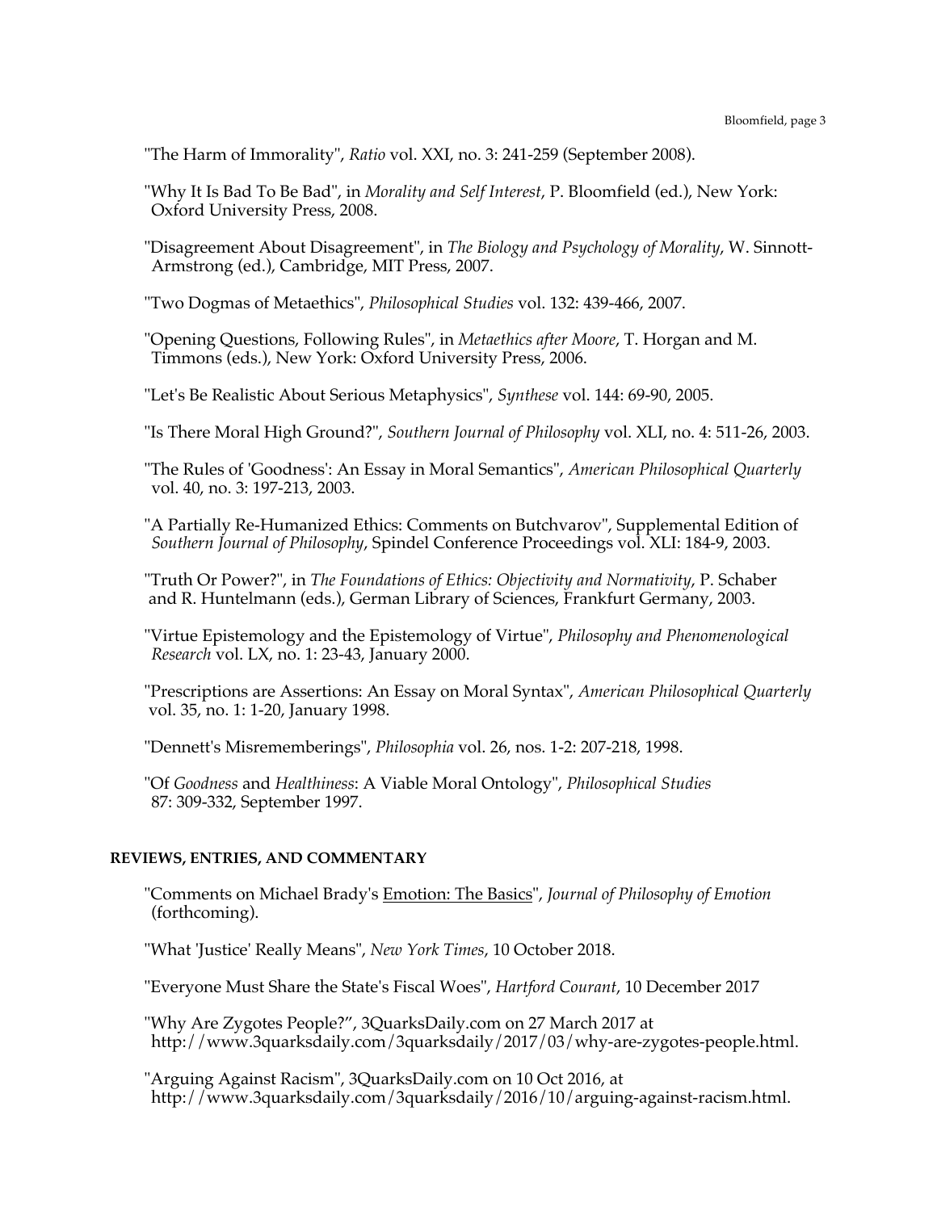"The Harm of Immorality", *Ratio* vol. XXI, no. 3: 241-259 (September 2008).

"Why It Is Bad To Be Bad", in *Morality and Self Interest*, P. Bloomfield (ed.), New York: Oxford University Press, 2008.

"Disagreement About Disagreement", in *The Biology and Psychology of Morality*, W. Sinnott-Armstrong (ed.), Cambridge, MIT Press, 2007.

"Two Dogmas of Metaethics", *Philosophical Studies* vol. 132: 439-466, 2007.

"Opening Questions, Following Rules", in *Metaethics after Moore*, T. Horgan and M. Timmons (eds.), New York: Oxford University Press, 2006.

"Let's Be Realistic About Serious Metaphysics", *Synthese* vol. 144: 69-90, 2005.

"Is There Moral High Ground?", *Southern Journal of Philosophy* vol. XLI, no. 4: 511-26, 2003.

"The Rules of 'Goodness': An Essay in Moral Semantics", *American Philosophical Quarterly* vol. 40, no. 3: 197-213, 2003.

"A Partially Re-Humanized Ethics: Comments on Butchvarov", Supplemental Edition of *Southern Journal of Philosophy*, Spindel Conference Proceedings vol. XLI: 184-9, 2003.

"Truth Or Power?", in *The Foundations of Ethics: Objectivity and Normativity*, P. Schaber and R. Huntelmann (eds.), German Library of Sciences, Frankfurt Germany, 2003.

"Virtue Epistemology and the Epistemology of Virtue", *Philosophy and Phenomenological Research* vol. LX, no. 1: 23-43, January 2000.

"Prescriptions are Assertions: An Essay on Moral Syntax", *American Philosophical Quarterly* vol. 35, no. 1: 1-20, January 1998.

"Dennett's Misrememberings", *Philosophia* vol. 26, nos. 1-2: 207-218, 1998.

"Of *Goodness* and *Healthiness*: A Viable Moral Ontology", *Philosophical Studies* 87: 309-332, September 1997.

**REVIEWS, ENTRIES, AND COMMENTARY**

"Comments on Michael Brady's Emotion: The Basics", *Journal of Philosophy of Emotion* (forthcoming).

"What 'Justice' Really Means", *New York Times*, 10 October 2018.

"Everyone Must Share the State's Fiscal Woes", *Hartford Courant*, 10 December 2017

"Why Are Zygotes People?", 3QuarksDaily.com on 27 March 2017 at http://www.3quarksdaily.com/3quarksdaily/2017/03/why-are-zygotes-people.html.

"Arguing Against Racism", 3QuarksDaily.com on 10 Oct 2016, at http://www.3quarksdaily.com/3quarksdaily/2016/10/arguing-against-racism.html.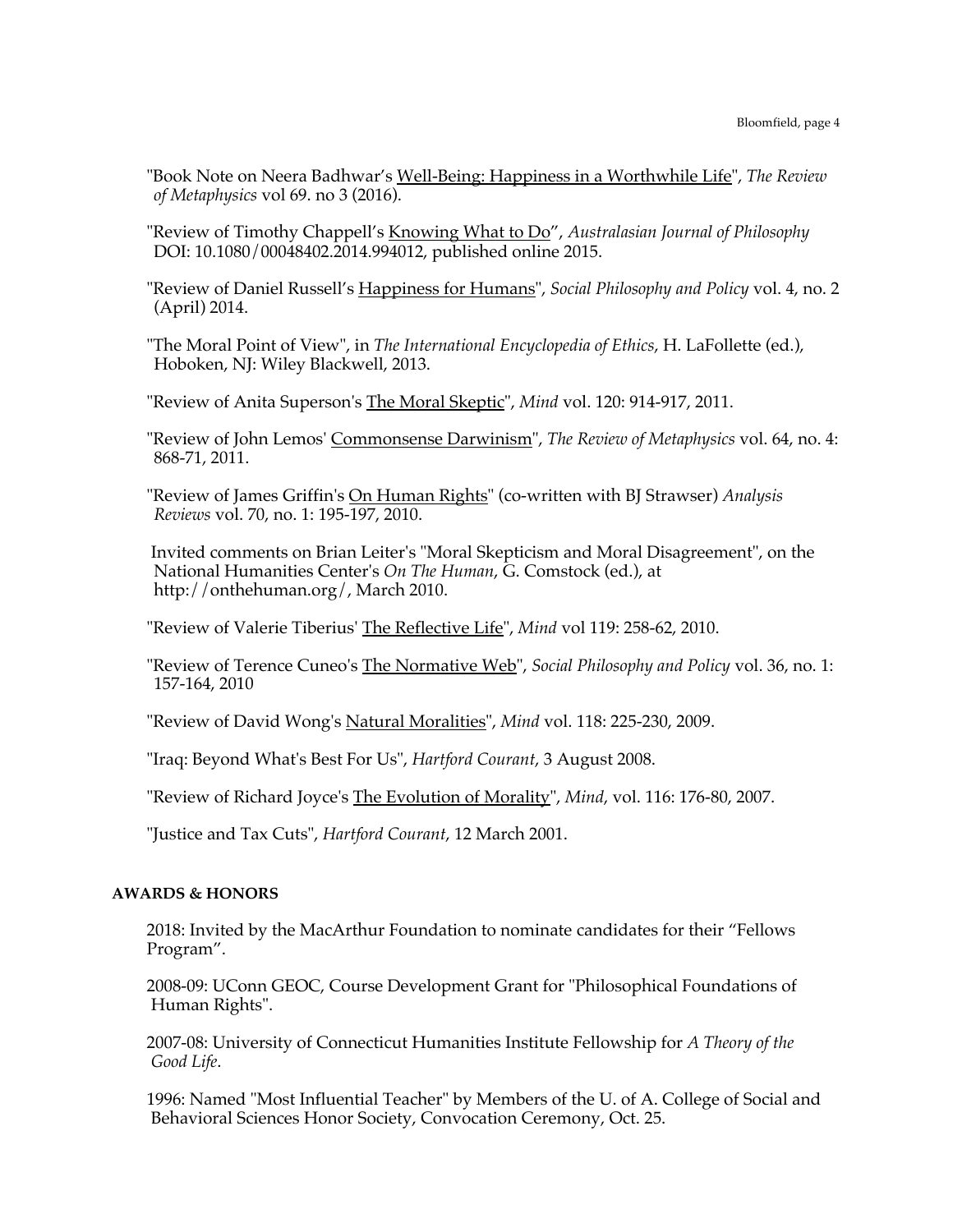"Book Note on Neera Badhwar's Well-Being: Happiness in a Worthwhile Life", *The Review of Metaphysics* vol 69. no 3 (2016).

"Review of Timothy Chappell's Knowing What to Do", *Australasian Journal of Philosophy* DOI: 10.1080/00048402.2014.994012, published online 2015.

"Review of Daniel Russell's Happiness for Humans", *Social Philosophy and Policy* vol. 4, no. 2 (April) 2014.

"The Moral Point of View", in *The International Encyclopedia of Ethics*, H. LaFollette (ed.), Hoboken, NJ: Wiley Blackwell, 2013.

"Review of Anita Superson's The Moral Skeptic", *Mind* vol. 120: 914-917, 2011.

"Review of John Lemos' Commonsense Darwinism", *The Review of Metaphysics* vol. 64, no. 4: 868-71, 2011.

"Review of James Griffin's On Human Rights" (co-written with BJ Strawser) *Analysis Reviews* vol. 70, no. 1: 195-197, 2010.

Invited comments on Brian Leiter's "Moral Skepticism and Moral Disagreement", on the National Humanities Center's *On The Human*, G. Comstock (ed.), at http://onthehuman.org/, March 2010.

"Review of Valerie Tiberius' The Reflective Life", *Mind* vol 119: 258-62, 2010.

"Review of Terence Cuneo's The Normative Web", *Social Philosophy and Policy* vol. 36, no. 1: 157-164, 2010

"Review of David Wong's Natural Moralities", *Mind* vol. 118: 225-230, 2009.

"Iraq: Beyond What's Best For Us", *Hartford Courant*, 3 August 2008.

"Review of Richard Joyce's The Evolution of Morality", *Mind*, vol. 116: 176-80, 2007.

"Justice and Tax Cuts", *Hartford Courant*, 12 March 2001.

**AWARDS & HONORS**

2018: Invited by the MacArthur Foundation to nominate candidates for their "Fellows Program".

2008-09: UConn GEOC, Course Development Grant for "Philosophical Foundations of Human Rights".

2007-08: University of Connecticut Humanities Institute Fellowship for *A Theory of the Good Life*.

1996: Named "Most Influential Teacher" by Members of the U. of A. College of Social and Behavioral Sciences Honor Society, Convocation Ceremony, Oct. 25.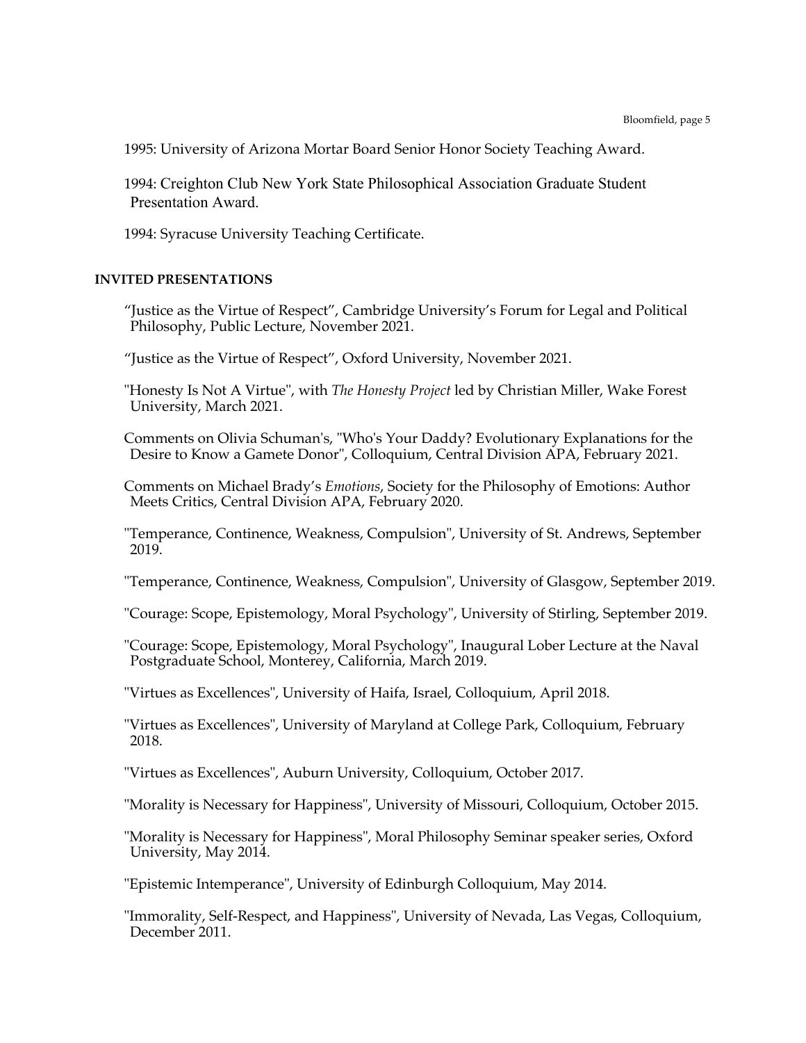1995: University of Arizona Mortar Board Senior Honor Society Teaching Award.

1994: Creighton Club New York State Philosophical Association Graduate Student Presentation Award.

1994: Syracuse University Teaching Certificate.

## INVITED PRESENTATIONS

"Justice as the Virtue of Respect", Cambridge University's Forum for Legal and Political Philosophy, Public Lecture, November 2021.

"Justice as the Virtue of Respect", Oxford University, November 2021.

"Honesty Is Not A Virtue", with *The Honesty Project* led by Christian Miller, Wake Forest University, March 2021.

Comments on Olivia Schuman's, "Who's Your Daddy? Evolutionary Explanations for the Desire to Know a Gamete Donor", Colloquium, Central Division APA, February 2021.

Comments on Michael Brady's *Emotions*, Society for the Philosophy of Emotions: Author Meets Critics, Central Division APA, February 2020.

"Temperance, Continence, Weakness, Compulsion", University of St. Andrews, September 2019.

"Temperance, Continence, Weakness, Compulsion", University of Glasgow, September 2019.

"Courage: Scope, Epistemology, Moral Psychology", University of Stirling, September 2019.

"Courage: Scope, Epistemology, Moral Psychology", Inaugural Lober Lecture at the Naval Postgraduate School, Monterey, California, March 2019.

"Virtues as Excellences", University of Haifa, Israel, Colloquium, April 2018.

"Virtues as Excellences", University of Maryland at College Park, Colloquium, February 2018.

"Virtues as Excellences", Auburn University, Colloquium, October 2017.

"Morality is Necessary for Happiness", University of Missouri, Colloquium, October 2015.

"Morality is Necessary for Happiness", Moral Philosophy Seminar speaker series, Oxford University, May 2014.

"Epistemic Intemperance", University of Edinburgh Colloquium, May 2014.

"Immorality, Self-Respect, and Happiness", University of Nevada, Las Vegas, Colloquium, December 2011.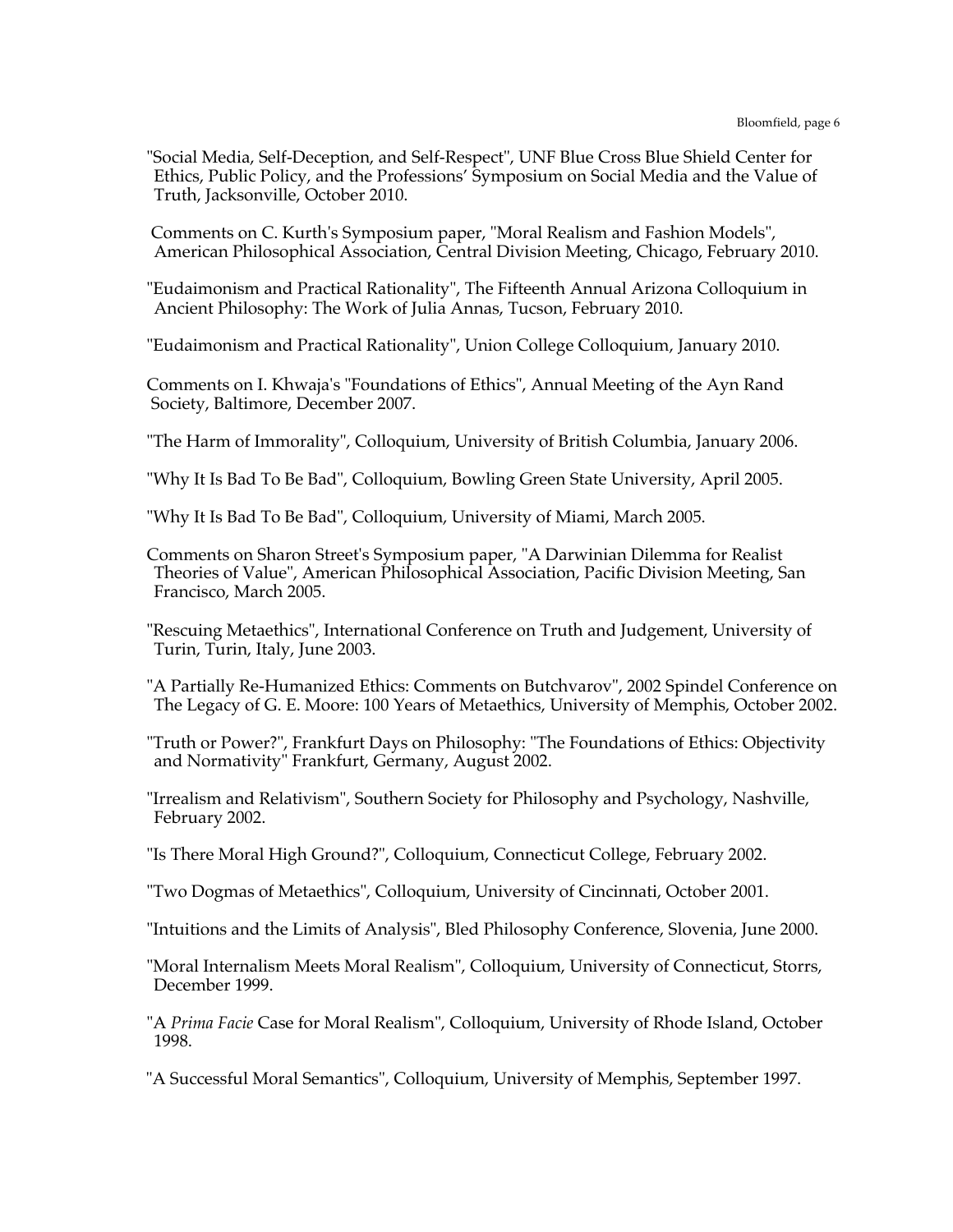"Social Media, Self-Deception, and Self-Respect", UNF Blue Cross Blue Shield Center for Ethics, Public Policy, and the Professions' Symposium on Social Media and the Value of Truth, Jacksonville, October 2010.

Comments on C. Kurth's Symposium paper, "Moral Realism and Fashion Models", American Philosophical Association, Central Division Meeting, Chicago, February 2010.

"Eudaimonism and Practical Rationality", The Fifteenth Annual Arizona Colloquium in Ancient Philosophy: The Work of Julia Annas, Tucson, February 2010.

"Eudaimonism and Practical Rationality", Union College Colloquium, January 2010.

Comments on I. Khwaja's "Foundations of Ethics", Annual Meeting of the Ayn Rand Society, Baltimore, December 2007.

"The Harm of Immorality", Colloquium, University of British Columbia, January 2006.

"Why It Is Bad To Be Bad", Colloquium, Bowling Green State University, April 2005.

"Why It Is Bad To Be Bad", Colloquium, University of Miami, March 2005.

Comments on Sharon Street's Symposium paper, "A Darwinian Dilemma for Realist Theories of Value", American Philosophical Association, Pacific Division Meeting, San Francisco, March 2005.

"Rescuing Metaethics", International Conference on Truth and Judgement, University of Turin, Turin, Italy, June 2003.

"A Partially Re-Humanized Ethics: Comments on Butchvarov", 2002 Spindel Conference on The Legacy of G. E. Moore: 100 Years of Metaethics, University of Memphis, October 2002.

"Truth or Power?", Frankfurt Days on Philosophy: "The Foundations of Ethics: Objectivity and Normativity" Frankfurt, Germany, August 2002.

"Irrealism and Relativism", Southern Society for Philosophy and Psychology, Nashville, February 2002.

"Is There Moral High Ground?", Colloquium, Connecticut College, February 2002.

"Two Dogmas of Metaethics", Colloquium, University of Cincinnati, October 2001.

"Intuitions and the Limits of Analysis", Bled Philosophy Conference, Slovenia, June 2000.

"Moral Internalism Meets Moral Realism", Colloquium, University of Connecticut, Storrs, December 1999.

"A *Prima Facie* Case for Moral Realism", Colloquium, University of Rhode Island, October 1998.

"A Successful Moral Semantics", Colloquium, University of Memphis, September 1997.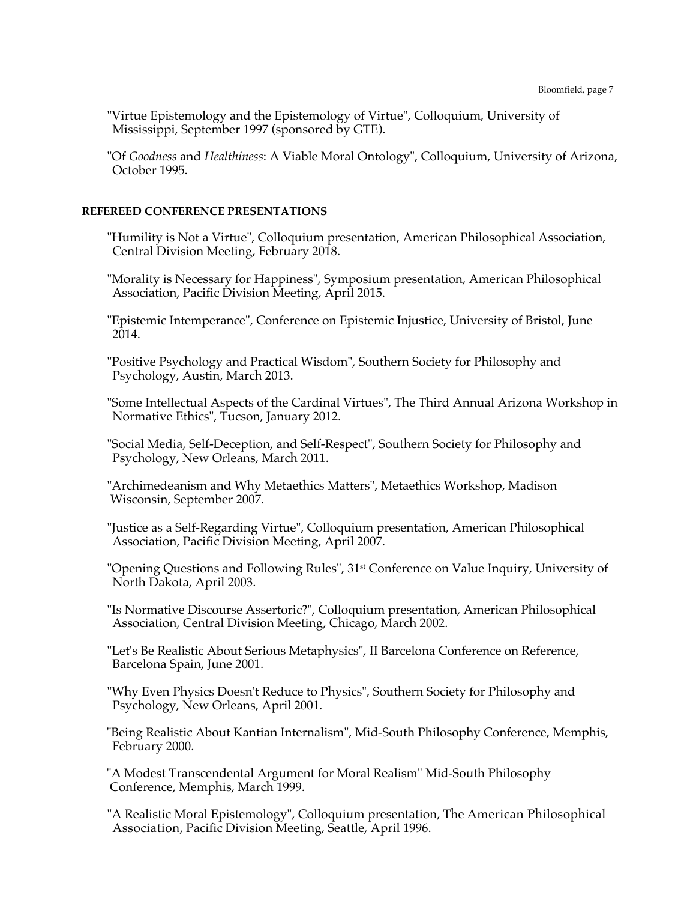"Virtue Epistemology and the Epistemology of Virtue", Colloquium, University of Mississippi, September 1997 (sponsored by GTE).

"Of *Goodness* and *Healthiness*: A Viable Moral Ontology", Colloquium, University of Arizona, October 1995.

**REFEREED CONFERENCE PRESENTATIONS**

"Humility is Not a Virtue", Colloquium presentation, American Philosophical Association, Central Division Meeting, February 2018.

"Morality is Necessary for Happiness", Symposium presentation, American Philosophical Association, Pacific Division Meeting, April 2015.

"Epistemic Intemperance", Conference on Epistemic Injustice, University of Bristol, June 2014.

"Positive Psychology and Practical Wisdom", Southern Society for Philosophy and Psychology, Austin, March 2013.

"Some Intellectual Aspects of the Cardinal Virtues", The Third Annual Arizona Workshop in Normative Ethics", Tucson, January 2012.

"Social Media, Self-Deception, and Self-Respect", Southern Society for Philosophy and Psychology, New Orleans, March 2011.

"Archimedeanism and Why Metaethics Matters", Metaethics Workshop, Madison Wisconsin, September 2007.

"Justice as a Self-Regarding Virtue", Colloquium presentation, American Philosophical Association, Pacific Division Meeting, April 2007.

"Opening Questions and Following Rules", 31st Conference on Value Inquiry, University of North Dakota, April 2003.

"Is Normative Discourse Assertoric?", Colloquium presentation, American Philosophical Association, Central Division Meeting, Chicago, March 2002.

"Let's Be Realistic About Serious Metaphysics", II Barcelona Conference on Reference, Barcelona Spain, June 2001.

"Why Even Physics Doesn't Reduce to Physics", Southern Society for Philosophy and Psychology, New Orleans, April 2001.

"Being Realistic About Kantian Internalism", Mid-South Philosophy Conference, Memphis, February 2000.

"A Modest Transcendental Argument for Moral Realism" Mid-South Philosophy Conference, Memphis, March 1999.

"A Realistic Moral Epistemology", Colloquium presentation, The American Philosophical Association, Pacific Division Meeting, Seattle, April 1996.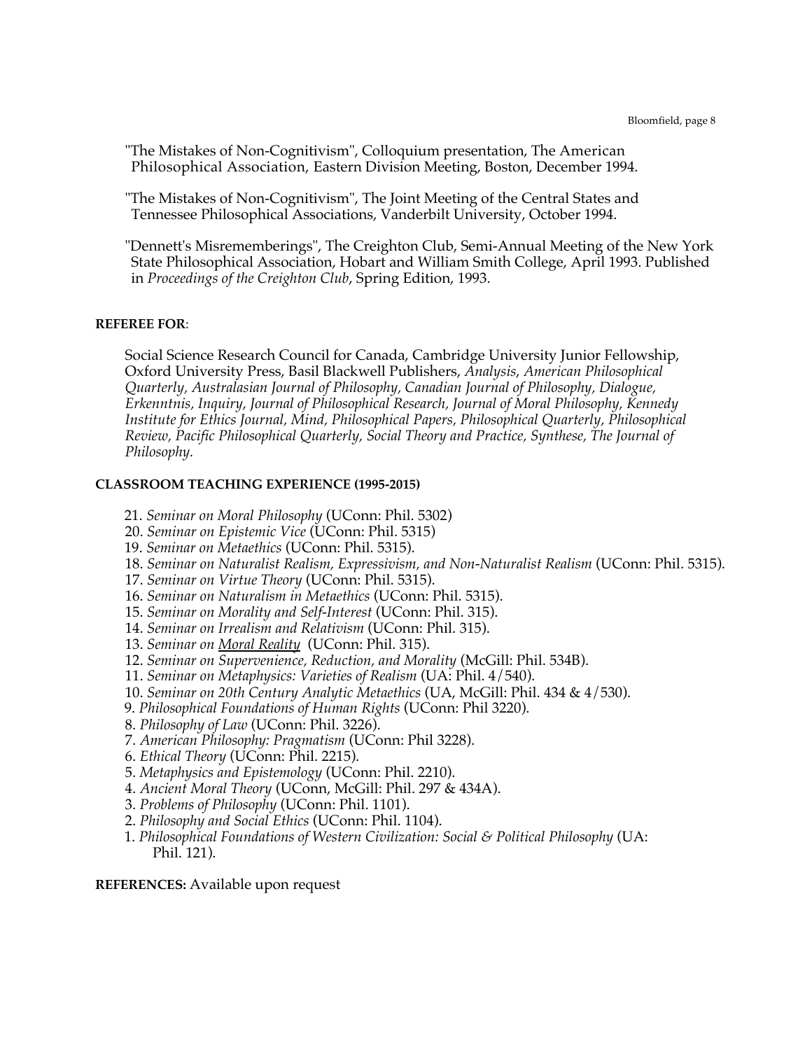"The Mistakes of Non-Cognitivism", Colloquium presentation, The American Philosophical Association, Eastern Division Meeting, Boston, December 1994.

"The Mistakes of Non-Cognitivism", The Joint Meeting of the Central States and Tennessee Philosophical Associations, Vanderbilt University, October 1994.

"Dennett's Misrememberings", The Creighton Club, Semi-Annual Meeting of the New York State Philosophical Association, Hobart and William Smith College, April 1993. Published in *Proceedings of the Creighton Club*, Spring Edition, 1993.

**REFEREE FOR**:

Social Science Research Council for Canada, Cambridge University Junior Fellowship, Oxford University Press, Basil Blackwell Publishers, *Analysis*, *American Philosophical Quarterly*, *Australasian Journal of Philosophy*, *Canadian Journal of Philosophy*, *Dialogue*, *Erkenntnis*, *Inquiry*, *Journal of Philosophical Research*, *Journal of Moral Philosophy*, *Kennedy Institute for Ethics Journal*, *Mind*, *Philosophical Papers*, *Philosophical Quarterly*, *Philosophical Review*, *Pacific Philosophical Quarterly*, *Social Theory and Practice*, *Synthese*, *The Journal of Philosophy*.

**CLASSROOM TEACHING EXPERIENCE (1995-2015)**

21. *Seminar on Moral Philosophy* (UConn: Phil. 5302)
20. *Seminar on Epistemic Vice* (UConn: Phil. 5315)
19. *Seminar on Metaethics* (UConn: Phil. 5315).
18. *Seminar on Naturalist Realism, Expressivism, and Non-Naturalist Realism* (UConn: Phil. 5315).
17. *Seminar on Virtue Theory* (UConn: Phil. 5315).
16. *Seminar on Naturalism in Metaethics* (UConn: Phil. 5315).
15. *Seminar on Morality and Self-Interest* (UConn: Phil. 315).
14. *Seminar on Irrealism and Relativism* (UConn: Phil. 315).
13. *Seminar on Moral Reality* (UConn: Phil. 315).
12. *Seminar on Supervenience, Reduction, and Morality* (McGill: Phil. 534B).
11. *Seminar on Metaphysics: Varieties of Realism* (UA: Phil. 4/540).
10. *Seminar on 20th Century Analytic Metaethics* (UA, McGill: Phil. 434 & 4/530).
9. *Philosophical Foundations of Human Rights* (UConn: Phil 3220).
8. *Philosophy of Law* (UConn: Phil. 3226).
7. *American Philosophy: Pragmatism* (UConn: Phil 3228).
6. *Ethical Theory* (UConn: Phil. 2215).
5. *Metaphysics and Epistemology* (UConn: Phil. 2210).
4. *Ancient Moral Theory* (UConn, McGill: Phil. 297 & 434A).
3. *Problems of Philosophy* (UConn: Phil. 1101).
2. *Philosophy and Social Ethics* (UConn: Phil. 1104).
1. *Philosophical Foundations of Western Civilization: Social & Political Philosophy* (UA: Phil. 121).

**REFERENCES:** Available upon request